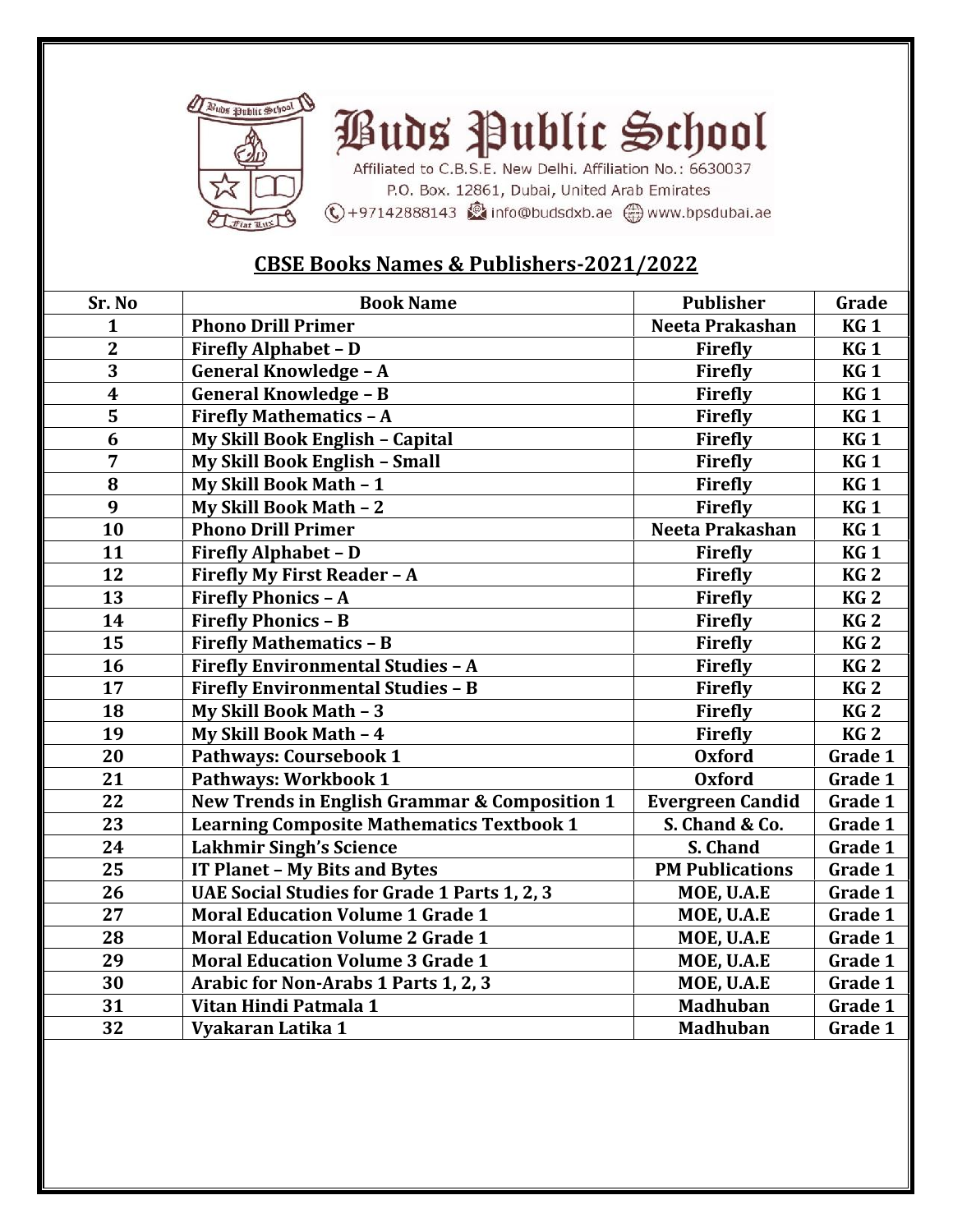# Buds Public School

Affiliated to C.B.S.E. New Delhi. Affiliation No.: 6630037

P.O. Box. 12861, Dubai, United Arab Emirates

+97142888143 info@budsdxb.ae www.bpsdubai.ae

## CBSE Books Names & Publishers-2021/2022

| Sr. No | Book Name | Publisher | Grade |
|---|---|---|---|
| 1 | Phono Drill Primer | Neeta Prakashan | KG 1 |
| 2 | Firefly Alphabet – D | Firefly | KG 1 |
| 3 | General Knowledge – A | Firefly | KG 1 |
| 4 | General Knowledge – B | Firefly | KG 1 |
| 5 | Firefly Mathematics – A | Firefly | KG 1 |
| 6 | My Skill Book English – Capital | Firefly | KG 1 |
| 7 | My Skill Book English – Small | Firefly | KG 1 |
| 8 | My Skill Book Math – 1 | Firefly | KG 1 |
| 9 | My Skill Book Math – 2 | Firefly | KG 1 |
| 10 | Phono Drill Primer | Neeta Prakashan | KG 1 |
| 11 | Firefly Alphabet – D | Firefly | KG 1 |
| 12 | Firefly My First Reader – A | Firefly | KG 2 |
| 13 | Firefly Phonics – A | Firefly | KG 2 |
| 14 | Firefly Phonics – B | Firefly | KG 2 |
| 15 | Firefly Mathematics – B | Firefly | KG 2 |
| 16 | Firefly Environmental Studies – A | Firefly | KG 2 |
| 17 | Firefly Environmental Studies – B | Firefly | KG 2 |
| 18 | My Skill Book Math – 3 | Firefly | KG 2 |
| 19 | My Skill Book Math – 4 | Firefly | KG 2 |
| 20 | Pathways: Coursebook 1 | Oxford | Grade 1 |
| 21 | Pathways: Workbook 1 | Oxford | Grade 1 |
| 22 | New Trends in English Grammar & Composition 1 | Evergreen Candid | Grade 1 |
| 23 | Learning Composite Mathematics Textbook 1 | S. Chand & Co. | Grade 1 |
| 24 | Lakhmir Singh's Science | S. Chand | Grade 1 |
| 25 | IT Planet – My Bits and Bytes | PM Publications | Grade 1 |
| 26 | UAE Social Studies for Grade 1 Parts 1, 2, 3 | MOE, U.A.E | Grade 1 |
| 27 | Moral Education Volume 1 Grade 1 | MOE, U.A.E | Grade 1 |
| 28 | Moral Education Volume 2 Grade 1 | MOE, U.A.E | Grade 1 |
| 29 | Moral Education Volume 3 Grade 1 | MOE, U.A.E | Grade 1 |
| 30 | Arabic for Non-Arabs 1 Parts 1, 2, 3 | MOE, U.A.E | Grade 1 |
| 31 | Vitan Hindi Patmala 1 | Madhuban | Grade 1 |
| 32 | Vyakaran Latika 1 | Madhuban | Grade 1 |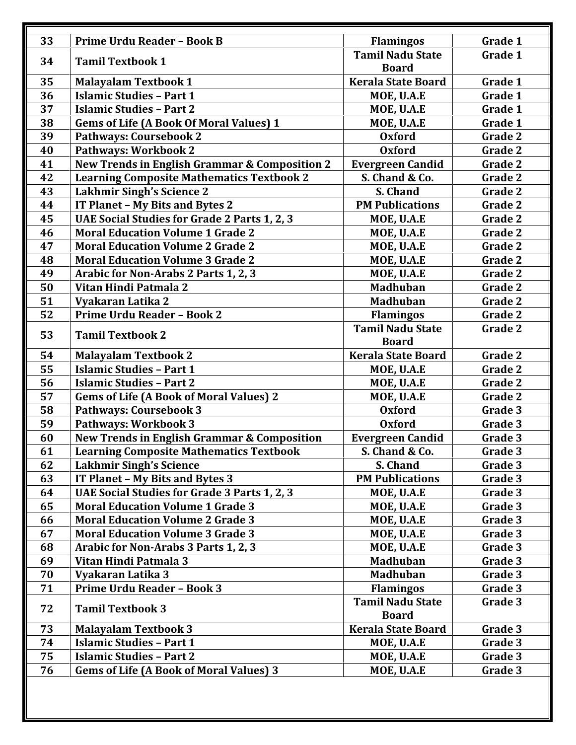| 33 | Prime Urdu Reader – Book B | Flamingos | Grade 1 |
|---|---|---|---|
| 34 | Tamil Textbook 1 | Tamil Nadu State Board | Grade 1 |
| 35 | Malayalam Textbook 1 | Kerala State Board | Grade 1 |
| 36 | Islamic Studies – Part 1 | MOE, U.A.E | Grade 1 |
| 37 | Islamic Studies – Part 2 | MOE, U.A.E | Grade 1 |
| 38 | Gems of Life (A Book Of Moral Values) 1 | MOE, U.A.E | Grade 1 |
| 39 | Pathways: Coursebook 2 | Oxford | Grade 2 |
| 40 | Pathways: Workbook 2 | Oxford | Grade 2 |
| 41 | New Trends in English Grammar & Composition 2 | Evergreen Candid | Grade 2 |
| 42 | Learning Composite Mathematics Textbook 2 | S. Chand & Co. | Grade 2 |
| 43 | Lakhmir Singh's Science 2 | S. Chand | Grade 2 |
| 44 | IT Planet – My Bits and Bytes 2 | PM Publications | Grade 2 |
| 45 | UAE Social Studies for Grade 2 Parts 1, 2, 3 | MOE, U.A.E | Grade 2 |
| 46 | Moral Education Volume 1 Grade 2 | MOE, U.A.E | Grade 2 |
| 47 | Moral Education Volume 2 Grade 2 | MOE, U.A.E | Grade 2 |
| 48 | Moral Education Volume 3 Grade 2 | MOE, U.A.E | Grade 2 |
| 49 | Arabic for Non-Arabs 2 Parts 1, 2, 3 | MOE, U.A.E | Grade 2 |
| 50 | Vitan Hindi Patmala 2 | Madhuban | Grade 2 |
| 51 | Vyakaran Latika 2 | Madhuban | Grade 2 |
| 52 | Prime Urdu Reader – Book 2 | Flamingos | Grade 2 |
| 53 | Tamil Textbook 2 | Tamil Nadu State Board | Grade 2 |
| 54 | Malayalam Textbook 2 | Kerala State Board | Grade 2 |
| 55 | Islamic Studies – Part 1 | MOE, U.A.E | Grade 2 |
| 56 | Islamic Studies – Part 2 | MOE, U.A.E | Grade 2 |
| 57 | Gems of Life (A Book of Moral Values) 2 | MOE, U.A.E | Grade 2 |
| 58 | Pathways: Coursebook 3 | Oxford | Grade 3 |
| 59 | Pathways: Workbook 3 | Oxford | Grade 3 |
| 60 | New Trends in English Grammar & Composition | Evergreen Candid | Grade 3 |
| 61 | Learning Composite Mathematics Textbook | S. Chand & Co. | Grade 3 |
| 62 | Lakhmir Singh's Science | S. Chand | Grade 3 |
| 63 | IT Planet – My Bits and Bytes 3 | PM Publications | Grade 3 |
| 64 | UAE Social Studies for Grade 3 Parts 1, 2, 3 | MOE, U.A.E | Grade 3 |
| 65 | Moral Education Volume 1 Grade 3 | MOE, U.A.E | Grade 3 |
| 66 | Moral Education Volume 2 Grade 3 | MOE, U.A.E | Grade 3 |
| 67 | Moral Education Volume 3 Grade 3 | MOE, U.A.E | Grade 3 |
| 68 | Arabic for Non-Arabs 3 Parts 1, 2, 3 | MOE, U.A.E | Grade 3 |
| 69 | Vitan Hindi Patmala 3 | Madhuban | Grade 3 |
| 70 | Vyakaran Latika 3 | Madhuban | Grade 3 |
| 71 | Prime Urdu Reader – Book 3 | Flamingos | Grade 3 |
| 72 | Tamil Textbook 3 | Tamil Nadu State Board | Grade 3 |
| 73 | Malayalam Textbook 3 | Kerala State Board | Grade 3 |
| 74 | Islamic Studies – Part 1 | MOE, U.A.E | Grade 3 |
| 75 | Islamic Studies – Part 2 | MOE, U.A.E | Grade 3 |
| 76 | Gems of Life (A Book of Moral Values) 3 | MOE, U.A.E | Grade 3 |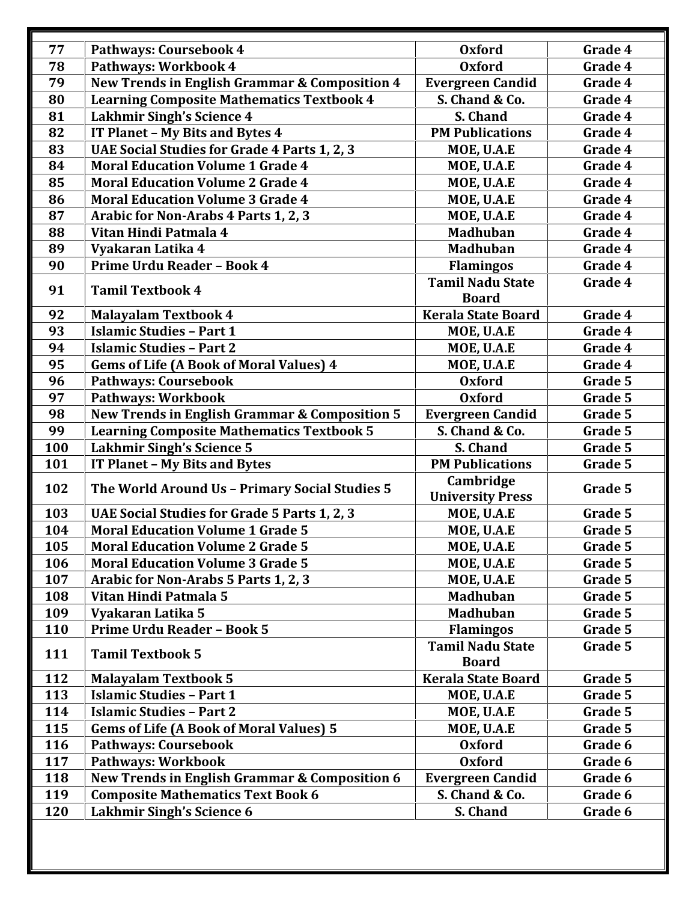| 77 | Pathways: Coursebook 4 | Oxford | Grade 4 |
|---|---|---|---|
| 78 | Pathways: Workbook 4 | Oxford | Grade 4 |
| 79 | New Trends in English Grammar & Composition 4 | Evergreen Candid | Grade 4 |
| 80 | Learning Composite Mathematics Textbook 4 | S. Chand & Co. | Grade 4 |
| 81 | Lakhmir Singh's Science 4 | S. Chand | Grade 4 |
| 82 | IT Planet – My Bits and Bytes 4 | PM Publications | Grade 4 |
| 83 | UAE Social Studies for Grade 4 Parts 1, 2, 3 | MOE, U.A.E | Grade 4 |
| 84 | Moral Education Volume 1 Grade 4 | MOE, U.A.E | Grade 4 |
| 85 | Moral Education Volume 2 Grade 4 | MOE, U.A.E | Grade 4 |
| 86 | Moral Education Volume 3 Grade 4 | MOE, U.A.E | Grade 4 |
| 87 | Arabic for Non-Arabs 4 Parts 1, 2, 3 | MOE, U.A.E | Grade 4 |
| 88 | Vitan Hindi Patmala 4 | Madhuban | Grade 4 |
| 89 | Vyakaran Latika 4 | Madhuban | Grade 4 |
| 90 | Prime Urdu Reader – Book 4 | Flamingos | Grade 4 |
| 91 | Tamil Textbook 4 | Tamil Nadu State Board | Grade 4 |
| 92 | Malayalam Textbook 4 | Kerala State Board | Grade 4 |
| 93 | Islamic Studies – Part 1 | MOE, U.A.E | Grade 4 |
| 94 | Islamic Studies – Part 2 | MOE, U.A.E | Grade 4 |
| 95 | Gems of Life (A Book of Moral Values) 4 | MOE, U.A.E | Grade 4 |
| 96 | Pathways: Coursebook | Oxford | Grade 5 |
| 97 | Pathways: Workbook | Oxford | Grade 5 |
| 98 | New Trends in English Grammar & Composition 5 | Evergreen Candid | Grade 5 |
| 99 | Learning Composite Mathematics Textbook 5 | S. Chand & Co. | Grade 5 |
| 100 | Lakhmir Singh's Science 5 | S. Chand | Grade 5 |
| 101 | IT Planet – My Bits and Bytes | PM Publications | Grade 5 |
| 102 | The World Around Us – Primary Social Studies 5 | Cambridge University Press | Grade 5 |
| 103 | UAE Social Studies for Grade 5 Parts 1, 2, 3 | MOE, U.A.E | Grade 5 |
| 104 | Moral Education Volume 1 Grade 5 | MOE, U.A.E | Grade 5 |
| 105 | Moral Education Volume 2 Grade 5 | MOE, U.A.E | Grade 5 |
| 106 | Moral Education Volume 3 Grade 5 | MOE, U.A.E | Grade 5 |
| 107 | Arabic for Non-Arabs 5 Parts 1, 2, 3 | MOE, U.A.E | Grade 5 |
| 108 | Vitan Hindi Patmala 5 | Madhuban | Grade 5 |
| 109 | Vyakaran Latika 5 | Madhuban | Grade 5 |
| 110 | Prime Urdu Reader – Book 5 | Flamingos | Grade 5 |
| 111 | Tamil Textbook 5 | Tamil Nadu State Board | Grade 5 |
| 112 | Malayalam Textbook 5 | Kerala State Board | Grade 5 |
| 113 | Islamic Studies – Part 1 | MOE, U.A.E | Grade 5 |
| 114 | Islamic Studies – Part 2 | MOE, U.A.E | Grade 5 |
| 115 | Gems of Life (A Book of Moral Values) 5 | MOE, U.A.E | Grade 5 |
| 116 | Pathways: Coursebook | Oxford | Grade 6 |
| 117 | Pathways: Workbook | Oxford | Grade 6 |
| 118 | New Trends in English Grammar & Composition 6 | Evergreen Candid | Grade 6 |
| 119 | Composite Mathematics Text Book 6 | S. Chand & Co. | Grade 6 |
| 120 | Lakhmir Singh's Science 6 | S. Chand | Grade 6 |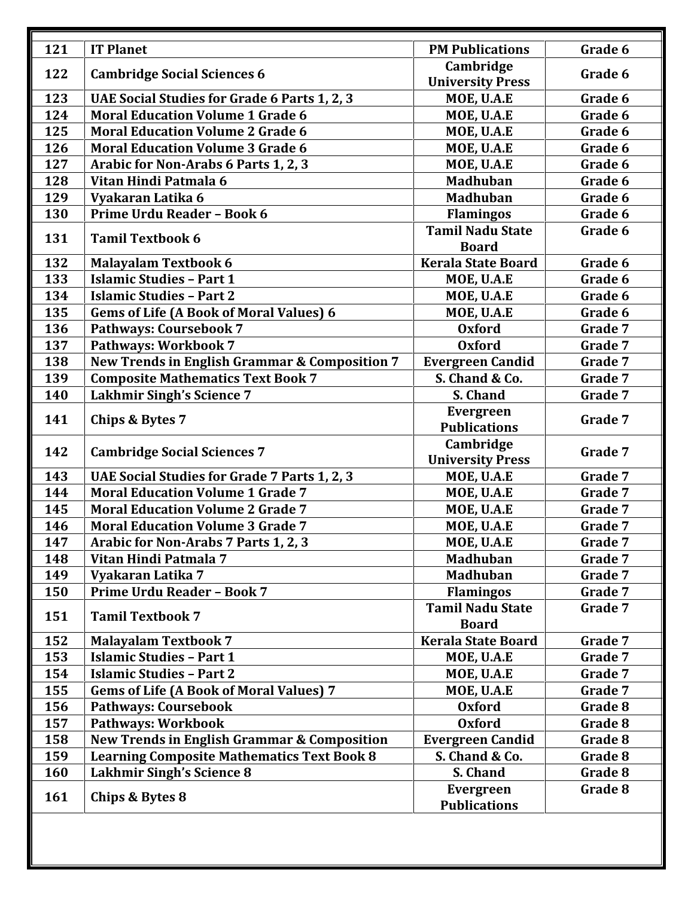| 121 | IT Planet | PM Publications | Grade 6 |
|---|---|---|---|
| 122 | Cambridge Social Sciences 6 | Cambridge University Press | Grade 6 |
| 123 | UAE Social Studies for Grade 6 Parts 1, 2, 3 | MOE, U.A.E | Grade 6 |
| 124 | Moral Education Volume 1 Grade 6 | MOE, U.A.E | Grade 6 |
| 125 | Moral Education Volume 2 Grade 6 | MOE, U.A.E | Grade 6 |
| 126 | Moral Education Volume 3 Grade 6 | MOE, U.A.E | Grade 6 |
| 127 | Arabic for Non-Arabs 6 Parts 1, 2, 3 | MOE, U.A.E | Grade 6 |
| 128 | Vitan Hindi Patmala 6 | Madhuban | Grade 6 |
| 129 | Vyakaran Latika 6 | Madhuban | Grade 6 |
| 130 | Prime Urdu Reader – Book 6 | Flamingos | Grade 6 |
| 131 | Tamil Textbook 6 | Tamil Nadu State Board | Grade 6 |
| 132 | Malayalam Textbook 6 | Kerala State Board | Grade 6 |
| 133 | Islamic Studies – Part 1 | MOE, U.A.E | Grade 6 |
| 134 | Islamic Studies – Part 2 | MOE, U.A.E | Grade 6 |
| 135 | Gems of Life (A Book of Moral Values) 6 | MOE, U.A.E | Grade 6 |
| 136 | Pathways: Coursebook 7 | Oxford | Grade 7 |
| 137 | Pathways: Workbook 7 | Oxford | Grade 7 |
| 138 | New Trends in English Grammar & Composition 7 | Evergreen Candid | Grade 7 |
| 139 | Composite Mathematics Text Book 7 | S. Chand & Co. | Grade 7 |
| 140 | Lakhmir Singh's Science 7 | S. Chand | Grade 7 |
| 141 | Chips & Bytes 7 | Evergreen Publications | Grade 7 |
| 142 | Cambridge Social Sciences 7 | Cambridge University Press | Grade 7 |
| 143 | UAE Social Studies for Grade 7 Parts 1, 2, 3 | MOE, U.A.E | Grade 7 |
| 144 | Moral Education Volume 1 Grade 7 | MOE, U.A.E | Grade 7 |
| 145 | Moral Education Volume 2 Grade 7 | MOE, U.A.E | Grade 7 |
| 146 | Moral Education Volume 3 Grade 7 | MOE, U.A.E | Grade 7 |
| 147 | Arabic for Non-Arabs 7 Parts 1, 2, 3 | MOE, U.A.E | Grade 7 |
| 148 | Vitan Hindi Patmala 7 | Madhuban | Grade 7 |
| 149 | Vyakaran Latika 7 | Madhuban | Grade 7 |
| 150 | Prime Urdu Reader – Book 7 | Flamingos | Grade 7 |
| 151 | Tamil Textbook 7 | Tamil Nadu State Board | Grade 7 |
| 152 | Malayalam Textbook 7 | Kerala State Board | Grade 7 |
| 153 | Islamic Studies – Part 1 | MOE, U.A.E | Grade 7 |
| 154 | Islamic Studies – Part 2 | MOE, U.A.E | Grade 7 |
| 155 | Gems of Life (A Book of Moral Values) 7 | MOE, U.A.E | Grade 7 |
| 156 | Pathways: Coursebook | Oxford | Grade 8 |
| 157 | Pathways: Workbook | Oxford | Grade 8 |
| 158 | New Trends in English Grammar & Composition | Evergreen Candid | Grade 8 |
| 159 | Learning Composite Mathematics Text Book 8 | S. Chand & Co. | Grade 8 |
| 160 | Lakhmir Singh's Science 8 | S. Chand | Grade 8 |
| 161 | Chips & Bytes 8 | Evergreen Publications | Grade 8 |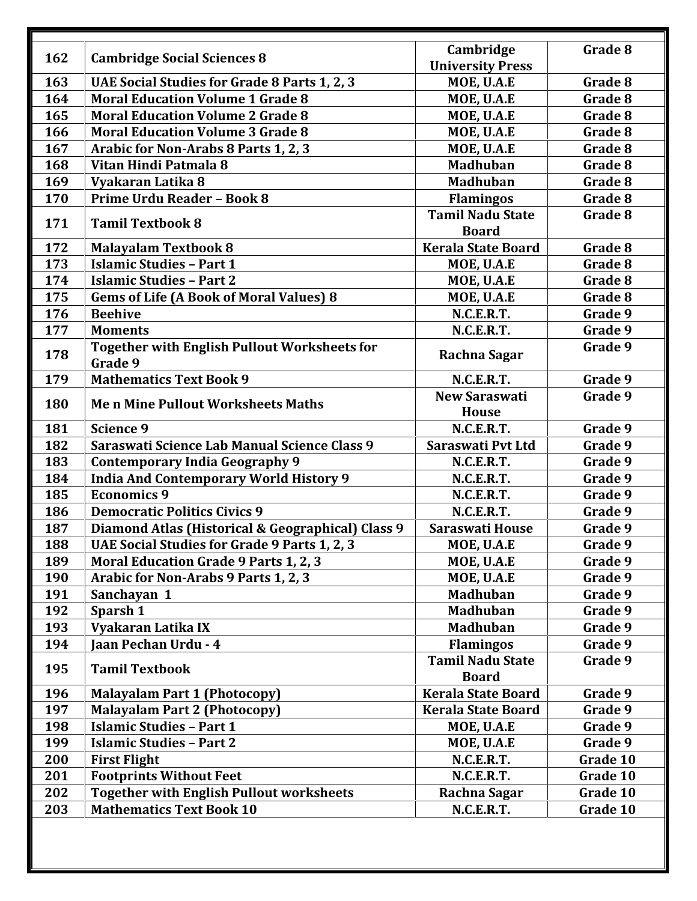| 162 | **Cambridge Social Sciences 8** | **Cambridge University Press** | **Grade 8** |
|---|---|---|---|
| 163 | **UAE Social Studies for Grade 8 Parts 1, 2, 3** | **MOE, U.A.E** | **Grade 8** |
| 164 | **Moral Education Volume 1 Grade 8** | **MOE, U.A.E** | **Grade 8** |
| 165 | **Moral Education Volume 2 Grade 8** | **MOE, U.A.E** | **Grade 8** |
| 166 | **Moral Education Volume 3 Grade 8** | **MOE, U.A.E** | **Grade 8** |
| 167 | **Arabic for Non-Arabs 8 Parts 1, 2, 3** | **MOE, U.A.E** | **Grade 8** |
| 168 | **Vitan Hindi Patmala 8** | **Madhuban** | **Grade 8** |
| 169 | **Vyakaran Latika 8** | **Madhuban** | **Grade 8** |
| 170 | **Prime Urdu Reader – Book 8** | **Flamingos** | **Grade 8** |
| 171 | **Tamil Textbook 8** | **Tamil Nadu State Board** | **Grade 8** |
| 172 | **Malayalam Textbook 8** | **Kerala State Board** | **Grade 8** |
| 173 | **Islamic Studies – Part 1** | **MOE, U.A.E** | **Grade 8** |
| 174 | **Islamic Studies – Part 2** | **MOE, U.A.E** | **Grade 8** |
| 175 | **Gems of Life (A Book of Moral Values) 8** | **MOE, U.A.E** | **Grade 8** |
| 176 | **Beehive** | **N.C.E.R.T.** | **Grade 9** |
| 177 | **Moments** | **N.C.E.R.T.** | **Grade 9** |
| 178 | **Together with English Pullout Worksheets for Grade 9** | **Rachna Sagar** | **Grade 9** |
| 179 | **Mathematics Text Book 9** | **N.C.E.R.T.** | **Grade 9** |
| 180 | **Me n Mine Pullout Worksheets Maths** | **New Saraswati House** | **Grade 9** |
| 181 | **Science 9** | **N.C.E.R.T.** | **Grade 9** |
| 182 | **Saraswati Science Lab Manual Science Class 9** | **Saraswati Pvt Ltd** | **Grade 9** |
| 183 | **Contemporary India Geography 9** | **N.C.E.R.T.** | **Grade 9** |
| 184 | **India And Contemporary World History 9** | **N.C.E.R.T.** | **Grade 9** |
| 185 | **Economics 9** | **N.C.E.R.T.** | **Grade 9** |
| 186 | **Democratic Politics Civics 9** | **N.C.E.R.T.** | **Grade 9** |
| 187 | **Diamond Atlas (Historical & Geographical) Class 9** | **Saraswati House** | **Grade 9** |
| 188 | **UAE Social Studies for Grade 9 Parts 1, 2, 3** | **MOE, U.A.E** | **Grade 9** |
| 189 | **Moral Education Grade 9 Parts 1, 2, 3** | **MOE, U.A.E** | **Grade 9** |
| 190 | **Arabic for Non-Arabs 9 Parts 1, 2, 3** | **MOE, U.A.E** | **Grade 9** |
| 191 | **Sanchayan 1** | **Madhuban** | **Grade 9** |
| 192 | **Sparsh 1** | **Madhuban** | **Grade 9** |
| 193 | **Vyakaran Latika IX** | **Madhuban** | **Grade 9** |
| 194 | **Jaan Pechan Urdu - 4** | **Flamingos** | **Grade 9** |
| 195 | **Tamil Textbook** | **Tamil Nadu State Board** | **Grade 9** |
| 196 | **Malayalam Part 1 (Photocopy)** | **Kerala State Board** | **Grade 9** |
| 197 | **Malayalam Part 2 (Photocopy)** | **Kerala State Board** | **Grade 9** |
| 198 | **Islamic Studies – Part 1** | **MOE, U.A.E** | **Grade 9** |
| 199 | **Islamic Studies – Part 2** | **MOE, U.A.E** | **Grade 9** |
| 200 | **First Flight** | **N.C.E.R.T.** | **Grade 10** |
| 201 | **Footprints Without Feet** | **N.C.E.R.T.** | **Grade 10** |
| 202 | **Together with English Pullout worksheets** | **Rachna Sagar** | **Grade 10** |
| 203 | **Mathematics Text Book 10** | **N.C.E.R.T.** | **Grade 10** |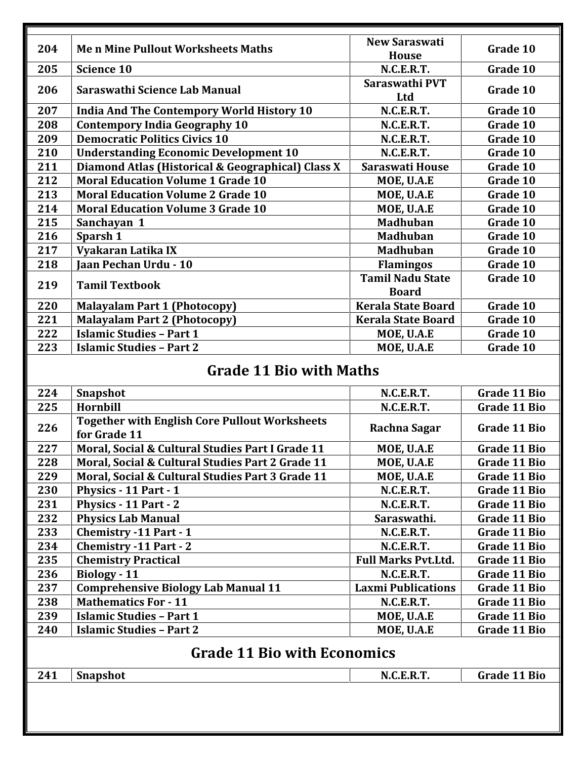| 204 | Me n Mine Pullout Worksheets Maths | New Saraswati House | Grade 10 |
|---|---|---|---|
| 205 | Science 10 | N.C.E.R.T. | Grade 10 |
| 206 | Saraswathi Science Lab Manual | Saraswathi PVT Ltd | Grade 10 |
| 207 | India And The Contempory World History 10 | N.C.E.R.T. | Grade 10 |
| 208 | Contempory India Geography 10 | N.C.E.R.T. | Grade 10 |
| 209 | Democratic Politics Civics 10 | N.C.E.R.T. | Grade 10 |
| 210 | Understanding Economic Development 10 | N.C.E.R.T. | Grade 10 |
| 211 | Diamond Atlas (Historical & Geographical) Class X | Saraswati House | Grade 10 |
| 212 | Moral Education Volume 1 Grade 10 | MOE, U.A.E | Grade 10 |
| 213 | Moral Education Volume 2 Grade 10 | MOE, U.A.E | Grade 10 |
| 214 | Moral Education Volume 3 Grade 10 | MOE, U.A.E | Grade 10 |
| 215 | Sanchayan 1 | Madhuban | Grade 10 |
| 216 | Sparsh 1 | Madhuban | Grade 10 |
| 217 | Vyakaran Latika IX | Madhuban | Grade 10 |
| 218 | Jaan Pechan Urdu - 10 | Flamingos | Grade 10 |
| 219 | Tamil Textbook | Tamil Nadu State Board | Grade 10 |
| 220 | Malayalam Part 1 (Photocopy) | Kerala State Board | Grade 10 |
| 221 | Malayalam Part 2 (Photocopy) | Kerala State Board | Grade 10 |
| 222 | Islamic Studies – Part 1 | MOE, U.A.E | Grade 10 |
| 223 | Islamic Studies – Part 2 | MOE, U.A.E | Grade 10 |

## Grade 11 Bio with Maths

| 224 | Snapshot | N.C.E.R.T. | Grade 11 Bio |
|---|---|---|---|
| 225 | Hornbill | N.C.E.R.T. | Grade 11 Bio |
| 226 | Together with English Core Pullout Worksheets for Grade 11 | Rachna Sagar | Grade 11 Bio |
| 227 | Moral, Social & Cultural Studies Part I Grade 11 | MOE, U.A.E | Grade 11 Bio |
| 228 | Moral, Social & Cultural Studies Part 2 Grade 11 | MOE, U.A.E | Grade 11 Bio |
| 229 | Moral, Social & Cultural Studies Part 3 Grade 11 | MOE, U.A.E | Grade 11 Bio |
| 230 | Physics - 11 Part - 1 | N.C.E.R.T. | Grade 11 Bio |
| 231 | Physics - 11 Part - 2 | N.C.E.R.T. | Grade 11 Bio |
| 232 | Physics Lab Manual | Saraswathi. | Grade 11 Bio |
| 233 | Chemistry -11 Part - 1 | N.C.E.R.T. | Grade 11 Bio |
| 234 | Chemistry -11 Part - 2 | N.C.E.R.T. | Grade 11 Bio |
| 235 | Chemistry Practical | Full Marks Pvt.Ltd. | Grade 11 Bio |
| 236 | Biology - 11 | N.C.E.R.T. | Grade 11 Bio |
| 237 | Comprehensive Biology Lab Manual 11 | Laxmi Publications | Grade 11 Bio |
| 238 | Mathematics For - 11 | N.C.E.R.T. | Grade 11 Bio |
| 239 | Islamic Studies – Part 1 | MOE, U.A.E | Grade 11 Bio |
| 240 | Islamic Studies – Part 2 | MOE, U.A.E | Grade 11 Bio |

## Grade 11 Bio with Economics

| 241 | Snapshot | N.C.E.R.T. | Grade 11 Bio |
|---|---|---|---|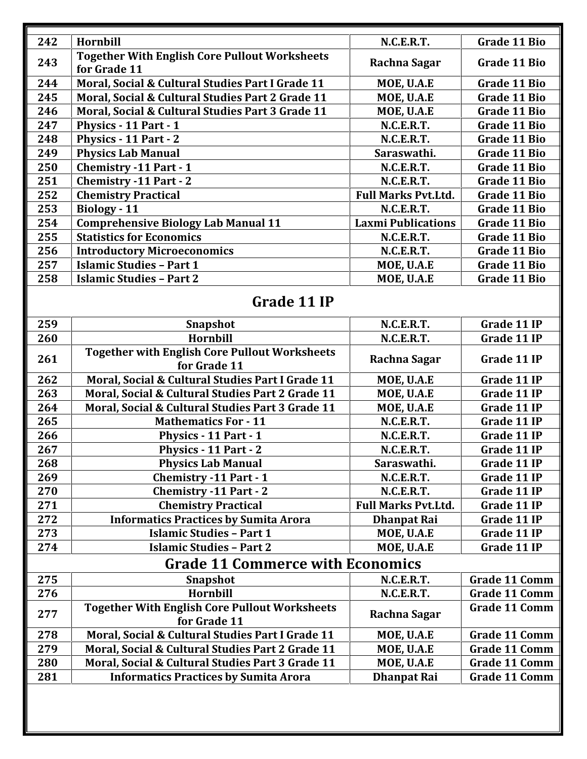| | | | |
|---|---|---|---|
| 242 | Hornbill | N.C.E.R.T. | Grade 11 Bio |
| 243 | Together With English Core Pullout Worksheets for Grade 11 | Rachna Sagar | Grade 11 Bio |
| 244 | Moral, Social & Cultural Studies Part I Grade 11 | MOE, U.A.E | Grade 11 Bio |
| 245 | Moral, Social & Cultural Studies Part 2 Grade 11 | MOE, U.A.E | Grade 11 Bio |
| 246 | Moral, Social & Cultural Studies Part 3 Grade 11 | MOE, U.A.E | Grade 11 Bio |
| 247 | Physics - 11 Part - 1 | N.C.E.R.T. | Grade 11 Bio |
| 248 | Physics - 11 Part - 2 | N.C.E.R.T. | Grade 11 Bio |
| 249 | Physics Lab Manual | Saraswathi. | Grade 11 Bio |
| 250 | Chemistry -11 Part - 1 | N.C.E.R.T. | Grade 11 Bio |
| 251 | Chemistry -11 Part - 2 | N.C.E.R.T. | Grade 11 Bio |
| 252 | Chemistry Practical | Full Marks Pvt.Ltd. | Grade 11 Bio |
| 253 | Biology - 11 | N.C.E.R.T. | Grade 11 Bio |
| 254 | Comprehensive Biology Lab Manual 11 | Laxmi Publications | Grade 11 Bio |
| 255 | Statistics for Economics | N.C.E.R.T. | Grade 11 Bio |
| 256 | Introductory Microeconomics | N.C.E.R.T. | Grade 11 Bio |
| 257 | Islamic Studies – Part 1 | MOE, U.A.E | Grade 11 Bio |
| 258 | Islamic Studies – Part 2 | MOE, U.A.E | Grade 11 Bio |

## Grade 11 IP

| | | | |
|---|---|---|---|
| 259 | Snapshot | N.C.E.R.T. | Grade 11 IP |
| 260 | Hornbill | N.C.E.R.T. | Grade 11 IP |
| 261 | Together with English Core Pullout Worksheets for Grade 11 | Rachna Sagar | Grade 11 IP |
| 262 | Moral, Social & Cultural Studies Part I Grade 11 | MOE, U.A.E | Grade 11 IP |
| 263 | Moral, Social & Cultural Studies Part 2 Grade 11 | MOE, U.A.E | Grade 11 IP |
| 264 | Moral, Social & Cultural Studies Part 3 Grade 11 | MOE, U.A.E | Grade 11 IP |
| 265 | Mathematics For - 11 | N.C.E.R.T. | Grade 11 IP |
| 266 | Physics - 11 Part - 1 | N.C.E.R.T. | Grade 11 IP |
| 267 | Physics - 11 Part - 2 | N.C.E.R.T. | Grade 11 IP |
| 268 | Physics Lab Manual | Saraswathi. | Grade 11 IP |
| 269 | Chemistry -11 Part - 1 | N.C.E.R.T. | Grade 11 IP |
| 270 | Chemistry -11 Part - 2 | N.C.E.R.T. | Grade 11 IP |
| 271 | Chemistry Practical | Full Marks Pvt.Ltd. | Grade 11 IP |
| 272 | Informatics Practices by Sumita Arora | Dhanpat Rai | Grade 11 IP |
| 273 | Islamic Studies – Part 1 | MOE, U.A.E | Grade 11 IP |
| 274 | Islamic Studies – Part 2 | MOE, U.A.E | Grade 11 IP |

## Grade 11 Commerce with Economics

| | | | |
|---|---|---|---|
| 275 | Snapshot | N.C.E.R.T. | Grade 11 Comm |
| 276 | Hornbill | N.C.E.R.T. | Grade 11 Comm |
| 277 | Together With English Core Pullout Worksheets for Grade 11 | Rachna Sagar | Grade 11 Comm |
| 278 | Moral, Social & Cultural Studies Part I Grade 11 | MOE, U.A.E | Grade 11 Comm |
| 279 | Moral, Social & Cultural Studies Part 2 Grade 11 | MOE, U.A.E | Grade 11 Comm |
| 280 | Moral, Social & Cultural Studies Part 3 Grade 11 | MOE, U.A.E | Grade 11 Comm |
| 281 | Informatics Practices by Sumita Arora | Dhanpat Rai | Grade 11 Comm |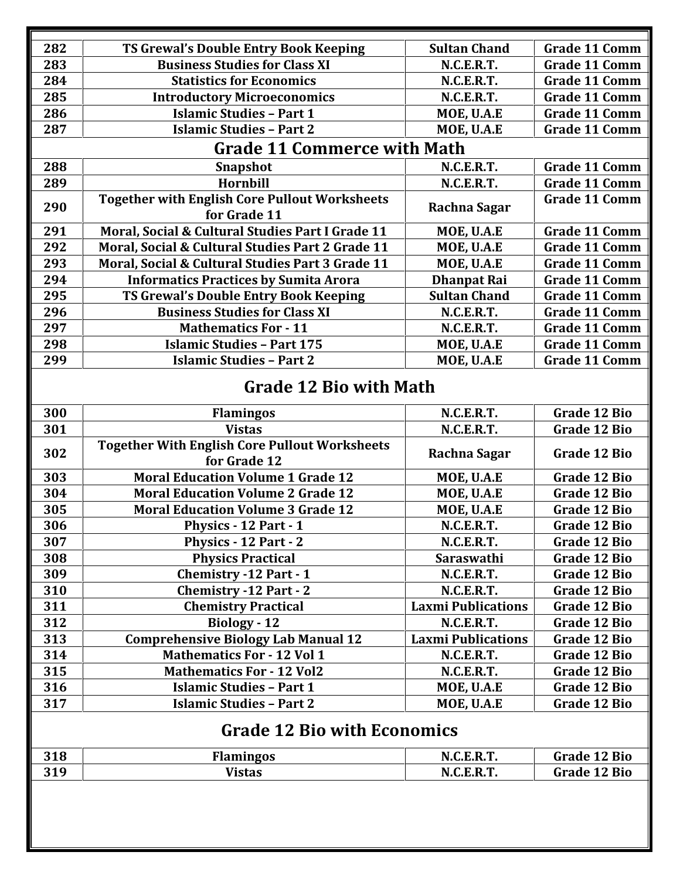| 282 | TS Grewal's Double Entry Book Keeping | Sultan Chand | Grade 11 Comm |
|---|---|---|---|
| 283 | Business Studies for Class XI | N.C.E.R.T. | Grade 11 Comm |
| 284 | Statistics for Economics | N.C.E.R.T. | Grade 11 Comm |
| 285 | Introductory Microeconomics | N.C.E.R.T. | Grade 11 Comm |
| 286 | Islamic Studies – Part 1 | MOE, U.A.E | Grade 11 Comm |
| 287 | Islamic Studies – Part 2 | MOE, U.A.E | Grade 11 Comm |

## Grade 11 Commerce with Math

| 288 | Snapshot | N.C.E.R.T. | Grade 11 Comm |
|---|---|---|---|
| 289 | Hornbill | N.C.E.R.T. | Grade 11 Comm |
| 290 | Together with English Core Pullout Worksheets for Grade 11 | Rachna Sagar | Grade 11 Comm |
| 291 | Moral, Social & Cultural Studies Part I Grade 11 | MOE, U.A.E | Grade 11 Comm |
| 292 | Moral, Social & Cultural Studies Part 2 Grade 11 | MOE, U.A.E | Grade 11 Comm |
| 293 | Moral, Social & Cultural Studies Part 3 Grade 11 | MOE, U.A.E | Grade 11 Comm |
| 294 | Informatics Practices by Sumita Arora | Dhanpat Rai | Grade 11 Comm |
| 295 | TS Grewal's Double Entry Book Keeping | Sultan Chand | Grade 11 Comm |
| 296 | Business Studies for Class XI | N.C.E.R.T. | Grade 11 Comm |
| 297 | Mathematics For - 11 | N.C.E.R.T. | Grade 11 Comm |
| 298 | Islamic Studies – Part 175 | MOE, U.A.E | Grade 11 Comm |
| 299 | Islamic Studies – Part 2 | MOE, U.A.E | Grade 11 Comm |

## Grade 12 Bio with Math

| 300 | Flamingos | N.C.E.R.T. | Grade 12 Bio |
|---|---|---|---|
| 301 | Vistas | N.C.E.R.T. | Grade 12 Bio |
| 302 | Together With English Core Pullout Worksheets for Grade 12 | Rachna Sagar | Grade 12 Bio |
| 303 | Moral Education Volume 1 Grade 12 | MOE, U.A.E | Grade 12 Bio |
| 304 | Moral Education Volume 2 Grade 12 | MOE, U.A.E | Grade 12 Bio |
| 305 | Moral Education Volume 3 Grade 12 | MOE, U.A.E | Grade 12 Bio |
| 306 | Physics - 12 Part - 1 | N.C.E.R.T. | Grade 12 Bio |
| 307 | Physics - 12 Part - 2 | N.C.E.R.T. | Grade 12 Bio |
| 308 | Physics Practical | Saraswathi | Grade 12 Bio |
| 309 | Chemistry -12 Part - 1 | N.C.E.R.T. | Grade 12 Bio |
| 310 | Chemistry -12 Part - 2 | N.C.E.R.T. | Grade 12 Bio |
| 311 | Chemistry Practical | Laxmi Publications | Grade 12 Bio |
| 312 | Biology - 12 | N.C.E.R.T. | Grade 12 Bio |
| 313 | Comprehensive Biology Lab Manual 12 | Laxmi Publications | Grade 12 Bio |
| 314 | Mathematics For - 12 Vol 1 | N.C.E.R.T. | Grade 12 Bio |
| 315 | Mathematics For - 12 Vol2 | N.C.E.R.T. | Grade 12 Bio |
| 316 | Islamic Studies – Part 1 | MOE, U.A.E | Grade 12 Bio |
| 317 | Islamic Studies – Part 2 | MOE, U.A.E | Grade 12 Bio |

## Grade 12 Bio with Economics

| 318 | Flamingos | N.C.E.R.T. | Grade 12 Bio |
|---|---|---|---|
| 319 | Vistas | N.C.E.R.T. | Grade 12 Bio |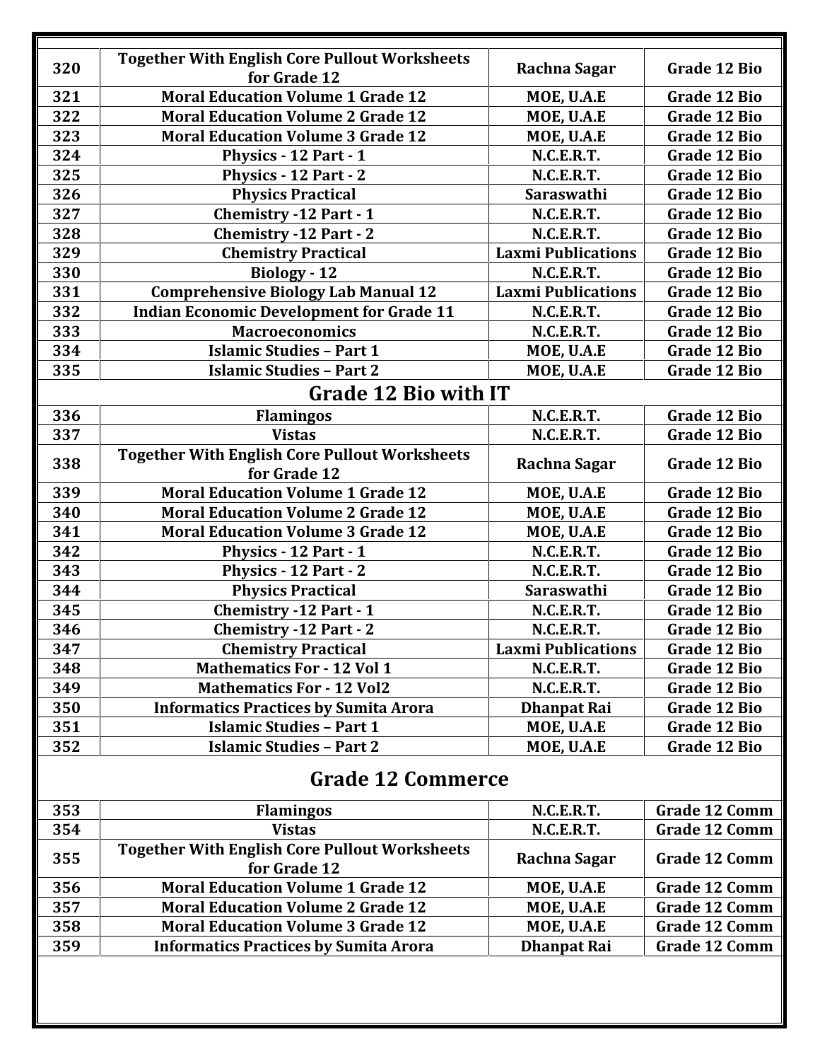| | | | |
|---|---|---|---|
| 320 | Together With English Core Pullout Worksheets for Grade 12 | Rachna Sagar | Grade 12 Bio |
| 321 | Moral Education Volume 1 Grade 12 | MOE, U.A.E | Grade 12 Bio |
| 322 | Moral Education Volume 2 Grade 12 | MOE, U.A.E | Grade 12 Bio |
| 323 | Moral Education Volume 3 Grade 12 | MOE, U.A.E | Grade 12 Bio |
| 324 | Physics - 12 Part - 1 | N.C.E.R.T. | Grade 12 Bio |
| 325 | Physics - 12 Part - 2 | N.C.E.R.T. | Grade 12 Bio |
| 326 | Physics Practical | Saraswathi | Grade 12 Bio |
| 327 | Chemistry -12 Part - 1 | N.C.E.R.T. | Grade 12 Bio |
| 328 | Chemistry -12 Part - 2 | N.C.E.R.T. | Grade 12 Bio |
| 329 | Chemistry Practical | Laxmi Publications | Grade 12 Bio |
| 330 | Biology - 12 | N.C.E.R.T. | Grade 12 Bio |
| 331 | Comprehensive Biology Lab Manual 12 | Laxmi Publications | Grade 12 Bio |
| 332 | Indian Economic Development for Grade 11 | N.C.E.R.T. | Grade 12 Bio |
| 333 | Macroeconomics | N.C.E.R.T. | Grade 12 Bio |
| 334 | Islamic Studies – Part 1 | MOE, U.A.E | Grade 12 Bio |
| 335 | Islamic Studies – Part 2 | MOE, U.A.E | Grade 12 Bio |

## Grade 12 Bio with IT

| | | | |
|---|---|---|---|
| 336 | Flamingos | N.C.E.R.T. | Grade 12 Bio |
| 337 | Vistas | N.C.E.R.T. | Grade 12 Bio |
| 338 | Together With English Core Pullout Worksheets for Grade 12 | Rachna Sagar | Grade 12 Bio |
| 339 | Moral Education Volume 1 Grade 12 | MOE, U.A.E | Grade 12 Bio |
| 340 | Moral Education Volume 2 Grade 12 | MOE, U.A.E | Grade 12 Bio |
| 341 | Moral Education Volume 3 Grade 12 | MOE, U.A.E | Grade 12 Bio |
| 342 | Physics - 12 Part - 1 | N.C.E.R.T. | Grade 12 Bio |
| 343 | Physics - 12 Part - 2 | N.C.E.R.T. | Grade 12 Bio |
| 344 | Physics Practical | Saraswathi | Grade 12 Bio |
| 345 | Chemistry -12 Part - 1 | N.C.E.R.T. | Grade 12 Bio |
| 346 | Chemistry -12 Part - 2 | N.C.E.R.T. | Grade 12 Bio |
| 347 | Chemistry Practical | Laxmi Publications | Grade 12 Bio |
| 348 | Mathematics For - 12 Vol 1 | N.C.E.R.T. | Grade 12 Bio |
| 349 | Mathematics For - 12 Vol2 | N.C.E.R.T. | Grade 12 Bio |
| 350 | Informatics Practices by Sumita Arora | Dhanpat Rai | Grade 12 Bio |
| 351 | Islamic Studies – Part 1 | MOE, U.A.E | Grade 12 Bio |
| 352 | Islamic Studies – Part 2 | MOE, U.A.E | Grade 12 Bio |

## Grade 12 Commerce

| | | | |
|---|---|---|---|
| 353 | Flamingos | N.C.E.R.T. | Grade 12 Comm |
| 354 | Vistas | N.C.E.R.T. | Grade 12 Comm |
| 355 | Together With English Core Pullout Worksheets for Grade 12 | Rachna Sagar | Grade 12 Comm |
| 356 | Moral Education Volume 1 Grade 12 | MOE, U.A.E | Grade 12 Comm |
| 357 | Moral Education Volume 2 Grade 12 | MOE, U.A.E | Grade 12 Comm |
| 358 | Moral Education Volume 3 Grade 12 | MOE, U.A.E | Grade 12 Comm |
| 359 | Informatics Practices by Sumita Arora | Dhanpat Rai | Grade 12 Comm |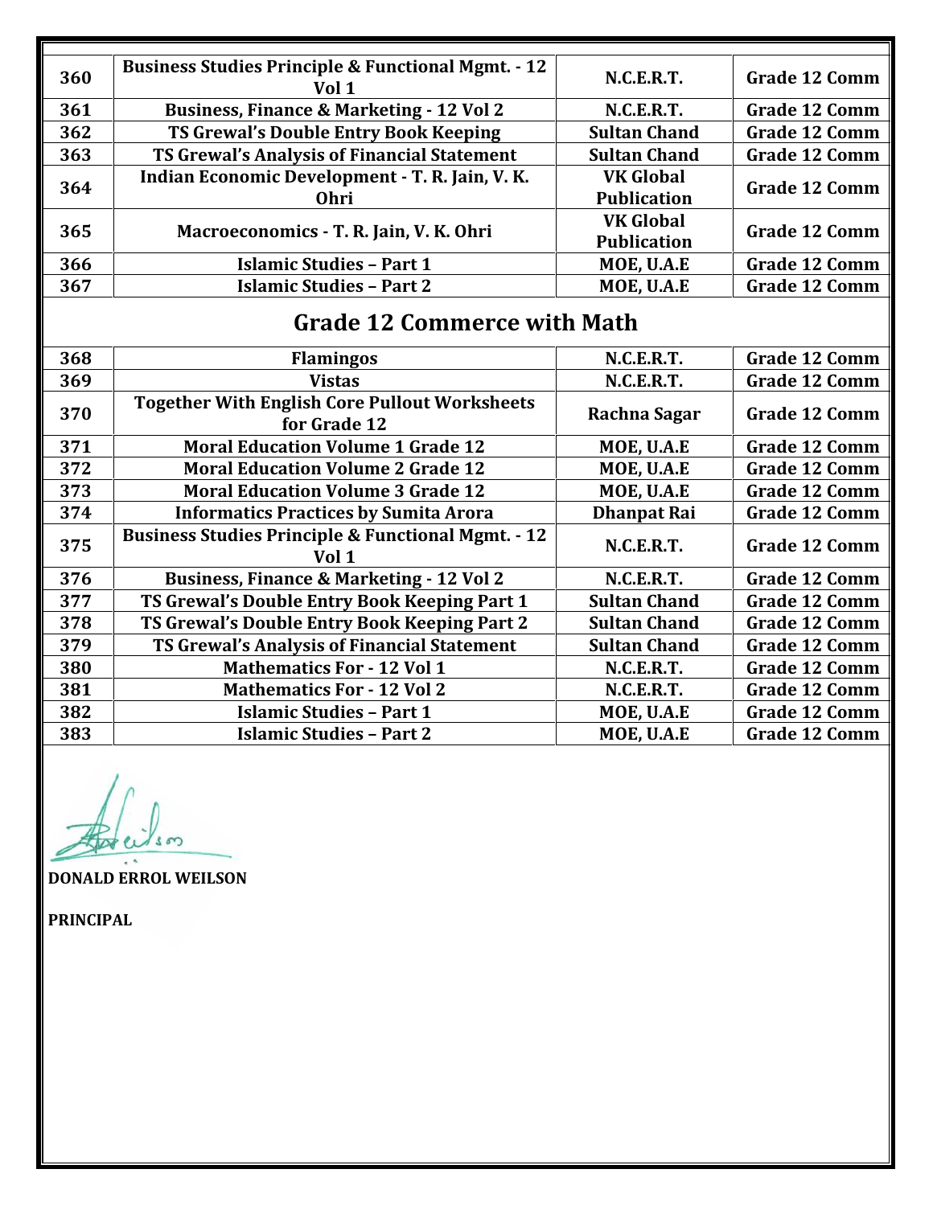| | | | |
|---|---|---|---|
| 360 | Business Studies Principle & Functional Mgmt. - 12 Vol 1 | N.C.E.R.T. | Grade 12 Comm |
| 361 | Business, Finance & Marketing - 12 Vol 2 | N.C.E.R.T. | Grade 12 Comm |
| 362 | TS Grewal's Double Entry Book Keeping | Sultan Chand | Grade 12 Comm |
| 363 | TS Grewal's Analysis of Financial Statement | Sultan Chand | Grade 12 Comm |
| 364 | Indian Economic Development - T. R. Jain, V. K. Ohri | VK Global Publication | Grade 12 Comm |
| 365 | Macroeconomics - T. R. Jain, V. K. Ohri | VK Global Publication | Grade 12 Comm |
| 366 | Islamic Studies – Part 1 | MOE, U.A.E | Grade 12 Comm |
| 367 | Islamic Studies – Part 2 | MOE, U.A.E | Grade 12 Comm |

## Grade 12 Commerce with Math

| | | | |
|---|---|---|---|
| 368 | Flamingos | N.C.E.R.T. | Grade 12 Comm |
| 369 | Vistas | N.C.E.R.T. | Grade 12 Comm |
| 370 | Together With English Core Pullout Worksheets for Grade 12 | Rachna Sagar | Grade 12 Comm |
| 371 | Moral Education Volume 1 Grade 12 | MOE, U.A.E | Grade 12 Comm |
| 372 | Moral Education Volume 2 Grade 12 | MOE, U.A.E | Grade 12 Comm |
| 373 | Moral Education Volume 3 Grade 12 | MOE, U.A.E | Grade 12 Comm |
| 374 | Informatics Practices by Sumita Arora | Dhanpat Rai | Grade 12 Comm |
| 375 | Business Studies Principle & Functional Mgmt. - 12 Vol 1 | N.C.E.R.T. | Grade 12 Comm |
| 376 | Business, Finance & Marketing - 12 Vol 2 | N.C.E.R.T. | Grade 12 Comm |
| 377 | TS Grewal's Double Entry Book Keeping Part 1 | Sultan Chand | Grade 12 Comm |
| 378 | TS Grewal's Double Entry Book Keeping Part 2 | Sultan Chand | Grade 12 Comm |
| 379 | TS Grewal's Analysis of Financial Statement | Sultan Chand | Grade 12 Comm |
| 380 | Mathematics For - 12 Vol 1 | N.C.E.R.T. | Grade 12 Comm |
| 381 | Mathematics For - 12 Vol 2 | N.C.E.R.T. | Grade 12 Comm |
| 382 | Islamic Studies – Part 1 | MOE, U.A.E | Grade 12 Comm |
| 383 | Islamic Studies – Part 2 | MOE, U.A.E | Grade 12 Comm |

**DONALD ERROL WEILSON**

**PRINCIPAL**